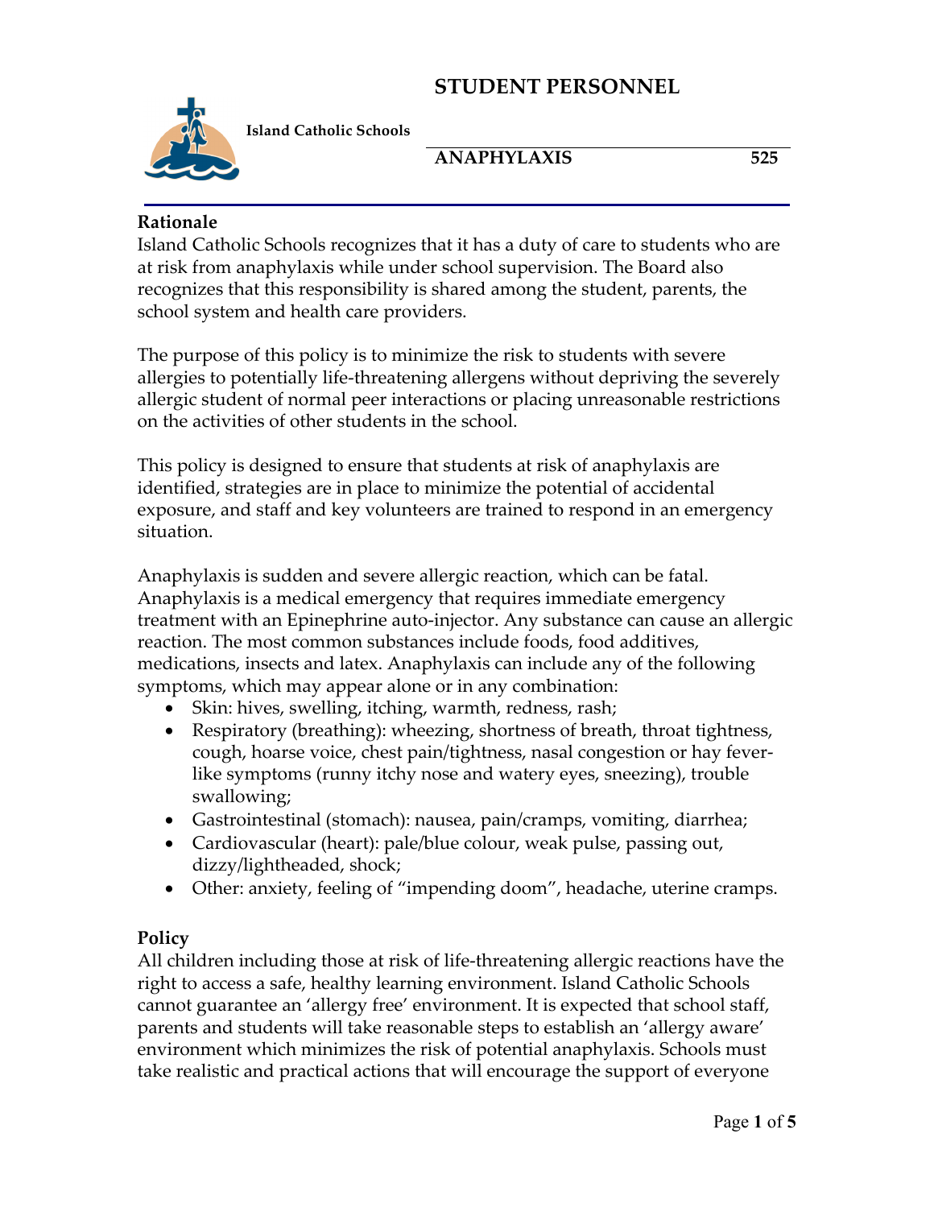# STUDENT PERSONNEL

**Island Catholic Schools**

## ANAPHYLAXIS 525

### Rationale

Island Catholic Schools recognizes that it has a duty of care to students who are at risk from anaphylaxis while under school supervision. The Board also recognizes that this responsibility is shared among the student, parents, the school system and health care providers.

The purpose of this policy is to minimize the risk to students with severe allergies to potentially life-threatening allergens without depriving the severely allergic student of normal peer interactions or placing unreasonable restrictions on the activities of other students in the school.

This policy is designed to ensure that students at risk of anaphylaxis are identified, strategies are in place to minimize the potential of accidental exposure, and staff and key volunteers are trained to respond in an emergency situation.

Anaphylaxis is sudden and severe allergic reaction, which can be fatal. Anaphylaxis is a medical emergency that requires immediate emergency treatment with an Epinephrine auto-injector. Any substance can cause an allergic reaction. The most common substances include foods, food additives, medications, insects and latex. Anaphylaxis can include any of the following symptoms, which may appear alone or in any combination:

- Skin: hives, swelling, itching, warmth, redness, rash;
- Respiratory (breathing): wheezing, shortness of breath, throat tightness, cough, hoarse voice, chest pain/tightness, nasal congestion or hay fever-like symptoms (runny itchy nose and watery eyes, sneezing), trouble swallowing;
- Gastrointestinal (stomach): nausea, pain/cramps, vomiting, diarrhea;
- Cardiovascular (heart): pale/blue colour, weak pulse, passing out, dizzy/lightheaded, shock;
- Other: anxiety, feeling of "impending doom", headache, uterine cramps.

### Policy

All children including those at risk of life-threatening allergic reactions have the right to access a safe, healthy learning environment. Island Catholic Schools cannot guarantee an 'allergy free' environment. It is expected that school staff, parents and students will take reasonable steps to establish an 'allergy aware' environment which minimizes the risk of potential anaphylaxis. Schools must take realistic and practical actions that will encourage the support of everyone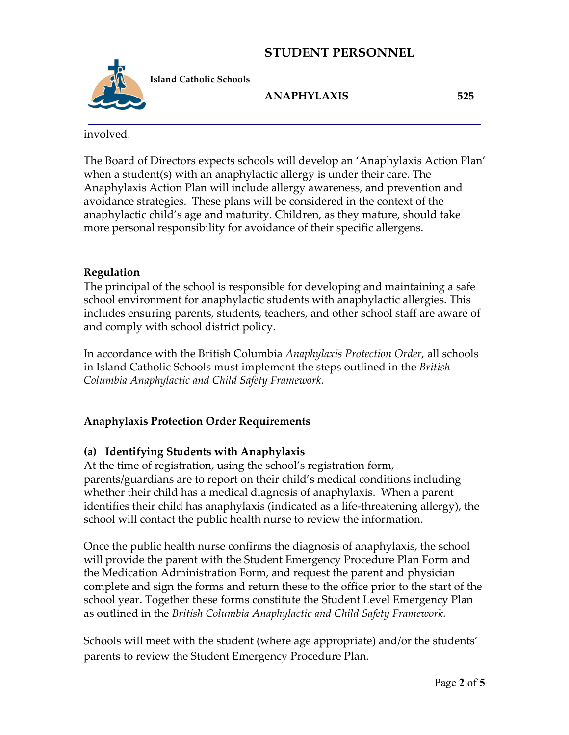involved.

The Board of Directors expects schools will develop an 'Anaphylaxis Action Plan' when a student(s) with an anaphylactic allergy is under their care. The Anaphylaxis Action Plan will include allergy awareness, and prevention and avoidance strategies. These plans will be considered in the context of the anaphylactic child's age and maturity. Children, as they mature, should take more personal responsibility for avoidance of their specific allergens.

**Regulation**

The principal of the school is responsible for developing and maintaining a safe school environment for anaphylactic students with anaphylactic allergies. This includes ensuring parents, students, teachers, and other school staff are aware of and comply with school district policy.

In accordance with the British Columbia *Anaphylaxis Protection Order,* all schools in Island Catholic Schools must implement the steps outlined in the *British Columbia Anaphylactic and Child Safety Framework.*

**Anaphylaxis Protection Order Requirements**

**(a) Identifying Students with Anaphylaxis**

At the time of registration, using the school's registration form, parents/guardians are to report on their child's medical conditions including whether their child has a medical diagnosis of anaphylaxis. When a parent identifies their child has anaphylaxis (indicated as a life-threatening allergy), the school will contact the public health nurse to review the information.

Once the public health nurse confirms the diagnosis of anaphylaxis, the school will provide the parent with the Student Emergency Procedure Plan Form and the Medication Administration Form, and request the parent and physician complete and sign the forms and return these to the office prior to the start of the school year. Together these forms constitute the Student Level Emergency Plan as outlined in the *British Columbia Anaphylactic and Child Safety Framework.*

Schools will meet with the student (where age appropriate) and/or the students' parents to review the Student Emergency Procedure Plan.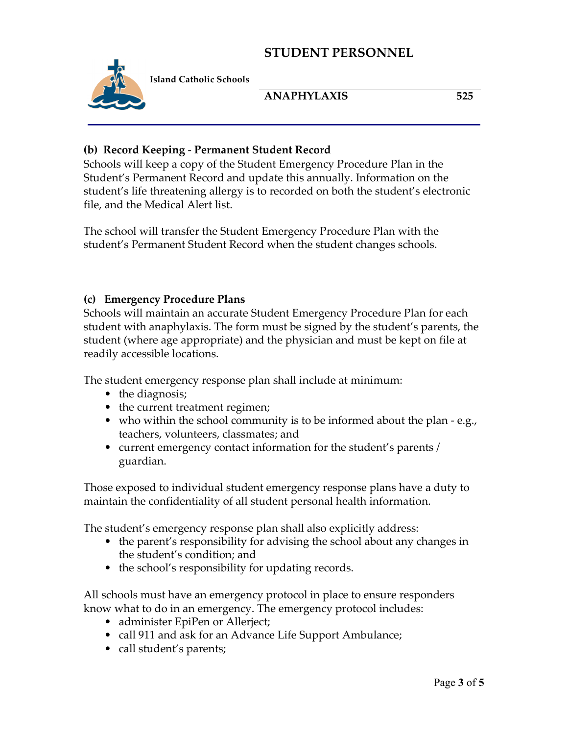### (b) Record Keeping - Permanent Student Record

Schools will keep a copy of the Student Emergency Procedure Plan in the Student's Permanent Record and update this annually. Information on the student's life threatening allergy is to recorded on both the student's electronic file, and the Medical Alert list.

The school will transfer the Student Emergency Procedure Plan with the student's Permanent Student Record when the student changes schools.

### (c) Emergency Procedure Plans

Schools will maintain an accurate Student Emergency Procedure Plan for each student with anaphylaxis. The form must be signed by the student's parents, the student (where age appropriate) and the physician and must be kept on file at readily accessible locations.

The student emergency response plan shall include at minimum:

- the diagnosis;
- the current treatment regimen;
- who within the school community is to be informed about the plan - e.g., teachers, volunteers, classmates; and
- current emergency contact information for the student's parents / guardian.

Those exposed to individual student emergency response plans have a duty to maintain the confidentiality of all student personal health information.

The student's emergency response plan shall also explicitly address:

- the parent's responsibility for advising the school about any changes in the student's condition; and
- the school's responsibility for updating records.

All schools must have an emergency protocol in place to ensure responders know what to do in an emergency. The emergency protocol includes:

- administer EpiPen or Allerject;
- call 911 and ask for an Advance Life Support Ambulance;
- call student's parents;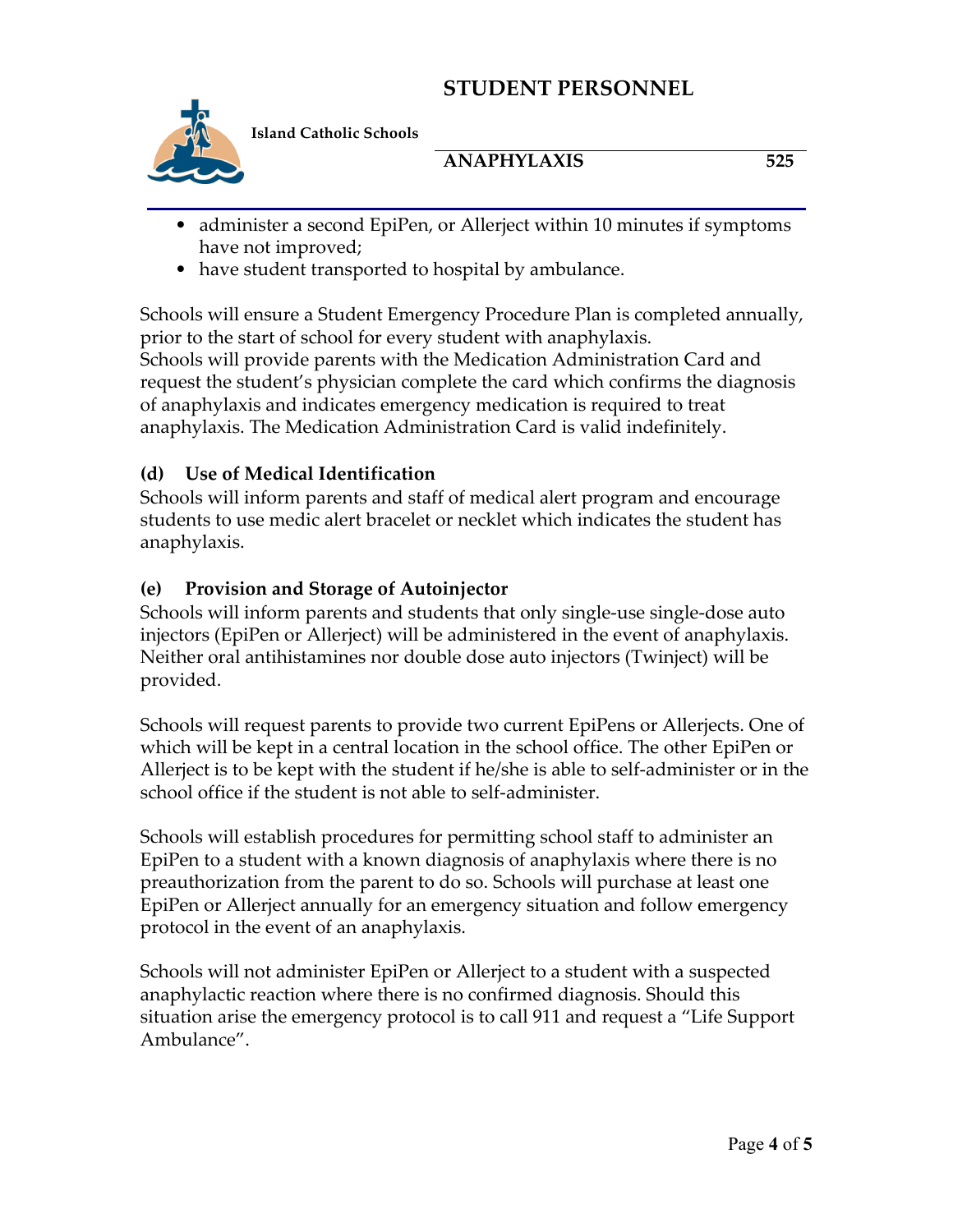- administer a second EpiPen, or Allerject within 10 minutes if symptoms have not improved;
- have student transported to hospital by ambulance.

Schools will ensure a Student Emergency Procedure Plan is completed annually, prior to the start of school for every student with anaphylaxis.
Schools will provide parents with the Medication Administration Card and request the student's physician complete the card which confirms the diagnosis of anaphylaxis and indicates emergency medication is required to treat anaphylaxis. The Medication Administration Card is valid indefinitely.

### (d) Use of Medical Identification

Schools will inform parents and staff of medical alert program and encourage students to use medic alert bracelet or necklet which indicates the student has anaphylaxis.

### (e) Provision and Storage of Autoinjector

Schools will inform parents and students that only single-use single-dose auto injectors (EpiPen or Allerject) will be administered in the event of anaphylaxis. Neither oral antihistamines nor double dose auto injectors (Twinject) will be provided.

Schools will request parents to provide two current EpiPens or Allerjects. One of which will be kept in a central location in the school office. The other EpiPen or Allerject is to be kept with the student if he/she is able to self-administer or in the school office if the student is not able to self-administer.

Schools will establish procedures for permitting school staff to administer an EpiPen to a student with a known diagnosis of anaphylaxis where there is no preauthorization from the parent to do so. Schools will purchase at least one EpiPen or Allerject annually for an emergency situation and follow emergency protocol in the event of an anaphylaxis.

Schools will not administer EpiPen or Allerject to a student with a suspected anaphylactic reaction where there is no confirmed diagnosis. Should this situation arise the emergency protocol is to call 911 and request a "Life Support Ambulance".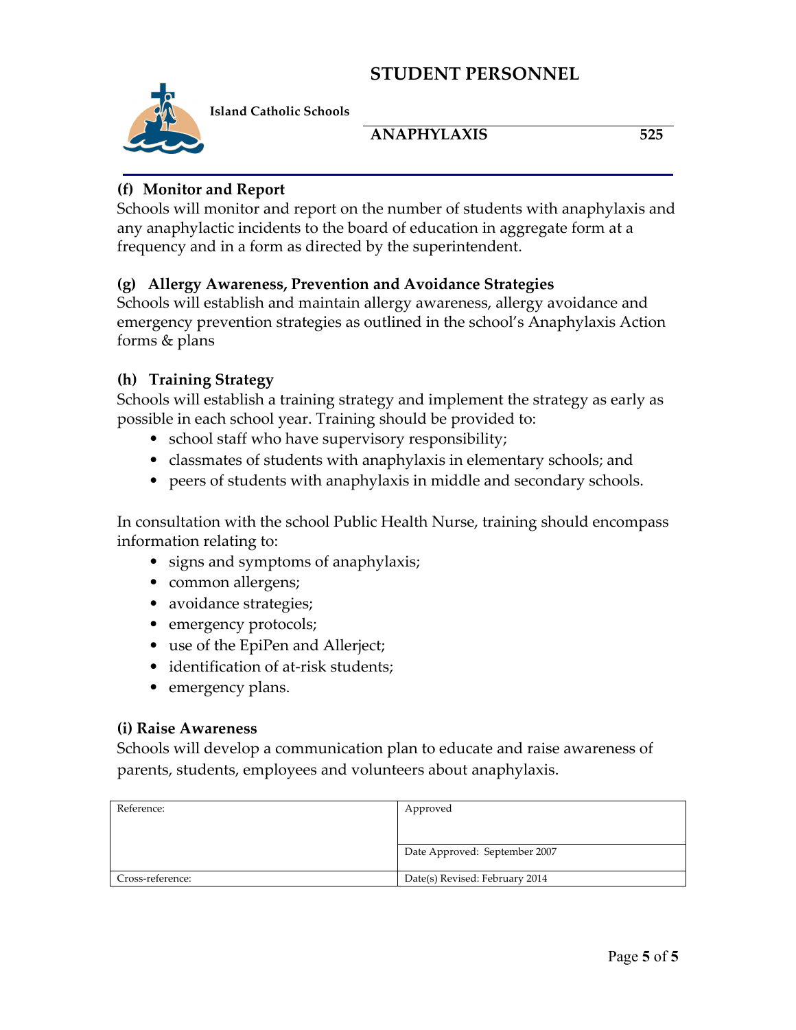#### (f) Monitor and Report

Schools will monitor and report on the number of students with anaphylaxis and any anaphylactic incidents to the board of education in aggregate form at a frequency and in a form as directed by the superintendent.

#### (g) Allergy Awareness, Prevention and Avoidance Strategies

Schools will establish and maintain allergy awareness, allergy avoidance and emergency prevention strategies as outlined in the school's Anaphylaxis Action forms & plans

#### (h) Training Strategy

Schools will establish a training strategy and implement the strategy as early as possible in each school year. Training should be provided to:

- school staff who have supervisory responsibility;
- classmates of students with anaphylaxis in elementary schools; and
- peers of students with anaphylaxis in middle and secondary schools.

In consultation with the school Public Health Nurse, training should encompass information relating to:

- signs and symptoms of anaphylaxis;
- common allergens;
- avoidance strategies;
- emergency protocols;
- use of the EpiPen and Allerject;
- identification of at-risk students;
- emergency plans.

#### (i) Raise Awareness

Schools will develop a communication plan to educate and raise awareness of parents, students, employees and volunteers about anaphylaxis.

| | |
|---|---|
| Reference: | Approved |
| | Date Approved: September 2007 |
| Cross-reference: | Date(s) Revised: February 2014 |